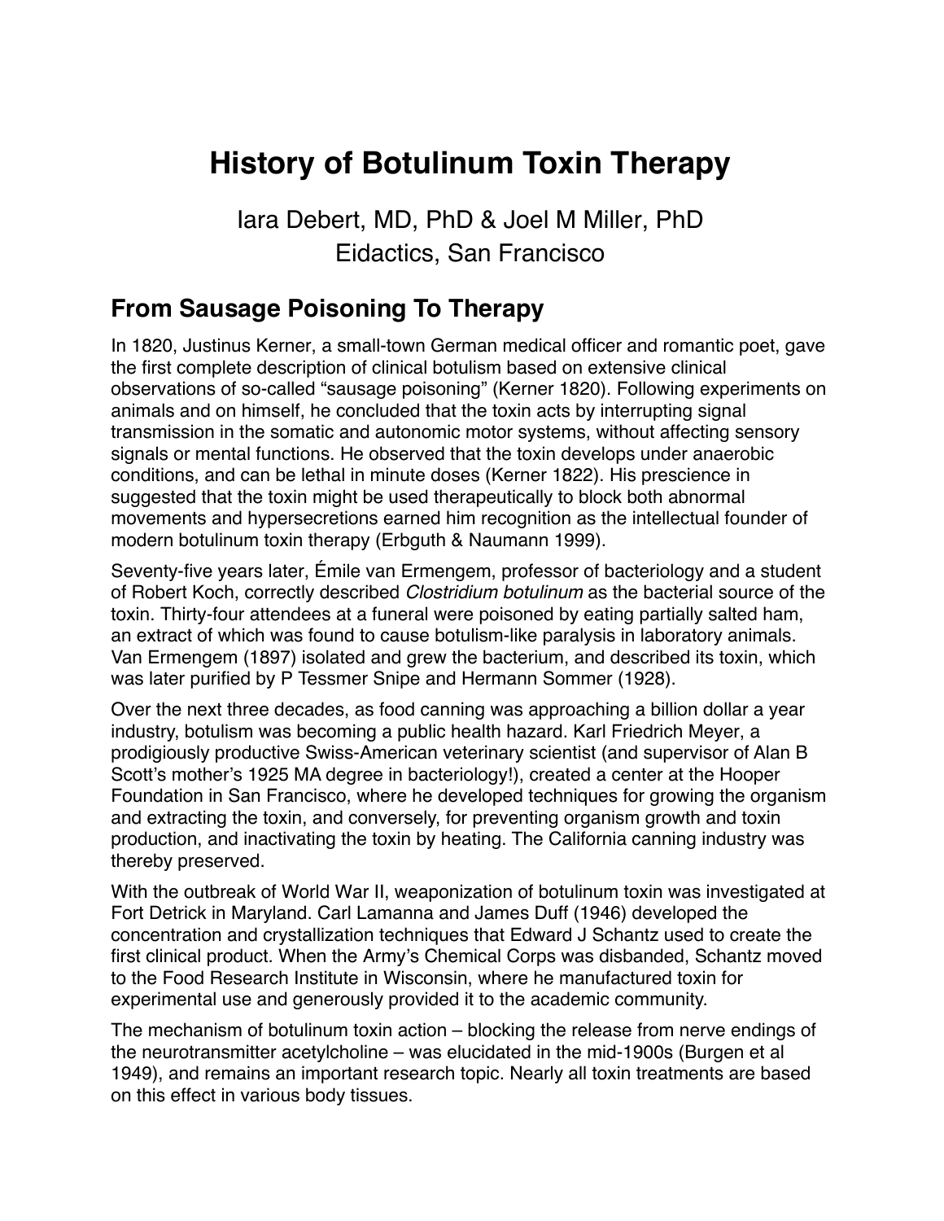# History of Botulinum Toxin Therapy

Iara Debert, MD, PhD & Joel M Miller, PhD
Eidactics, San Francisco

## From Sausage Poisoning To Therapy

In 1820, Justinus Kerner, a small-town German medical officer and romantic poet, gave the first complete description of clinical botulism based on extensive clinical observations of so-called "sausage poisoning" (Kerner 1820). Following experiments on animals and on himself, he concluded that the toxin acts by interrupting signal transmission in the somatic and autonomic motor systems, without affecting sensory signals or mental functions. He observed that the toxin develops under anaerobic conditions, and can be lethal in minute doses (Kerner 1822). His prescience in suggested that the toxin might be used therapeutically to block both abnormal movements and hypersecretions earned him recognition as the intellectual founder of modern botulinum toxin therapy (Erbguth & Naumann 1999).

Seventy-five years later, Émile van Ermengem, professor of bacteriology and a student of Robert Koch, correctly described *Clostridium botulinum* as the bacterial source of the toxin. Thirty-four attendees at a funeral were poisoned by eating partially salted ham, an extract of which was found to cause botulism-like paralysis in laboratory animals. Van Ermengem (1897) isolated and grew the bacterium, and described its toxin, which was later purified by P Tessmer Snipe and Hermann Sommer (1928).

Over the next three decades, as food canning was approaching a billion dollar a year industry, botulism was becoming a public health hazard. Karl Friedrich Meyer, a prodigiously productive Swiss-American veterinary scientist (and supervisor of Alan B Scott's mother's 1925 MA degree in bacteriology!), created a center at the Hooper Foundation in San Francisco, where he developed techniques for growing the organism and extracting the toxin, and conversely, for preventing organism growth and toxin production, and inactivating the toxin by heating. The California canning industry was thereby preserved.

With the outbreak of World War II, weaponization of botulinum toxin was investigated at Fort Detrick in Maryland. Carl Lamanna and James Duff (1946) developed the concentration and crystallization techniques that Edward J Schantz used to create the first clinical product. When the Army's Chemical Corps was disbanded, Schantz moved to the Food Research Institute in Wisconsin, where he manufactured toxin for experimental use and generously provided it to the academic community.

The mechanism of botulinum toxin action – blocking the release from nerve endings of the neurotransmitter acetylcholine – was elucidated in the mid-1900s (Burgen et al 1949), and remains an important research topic. Nearly all toxin treatments are based on this effect in various body tissues.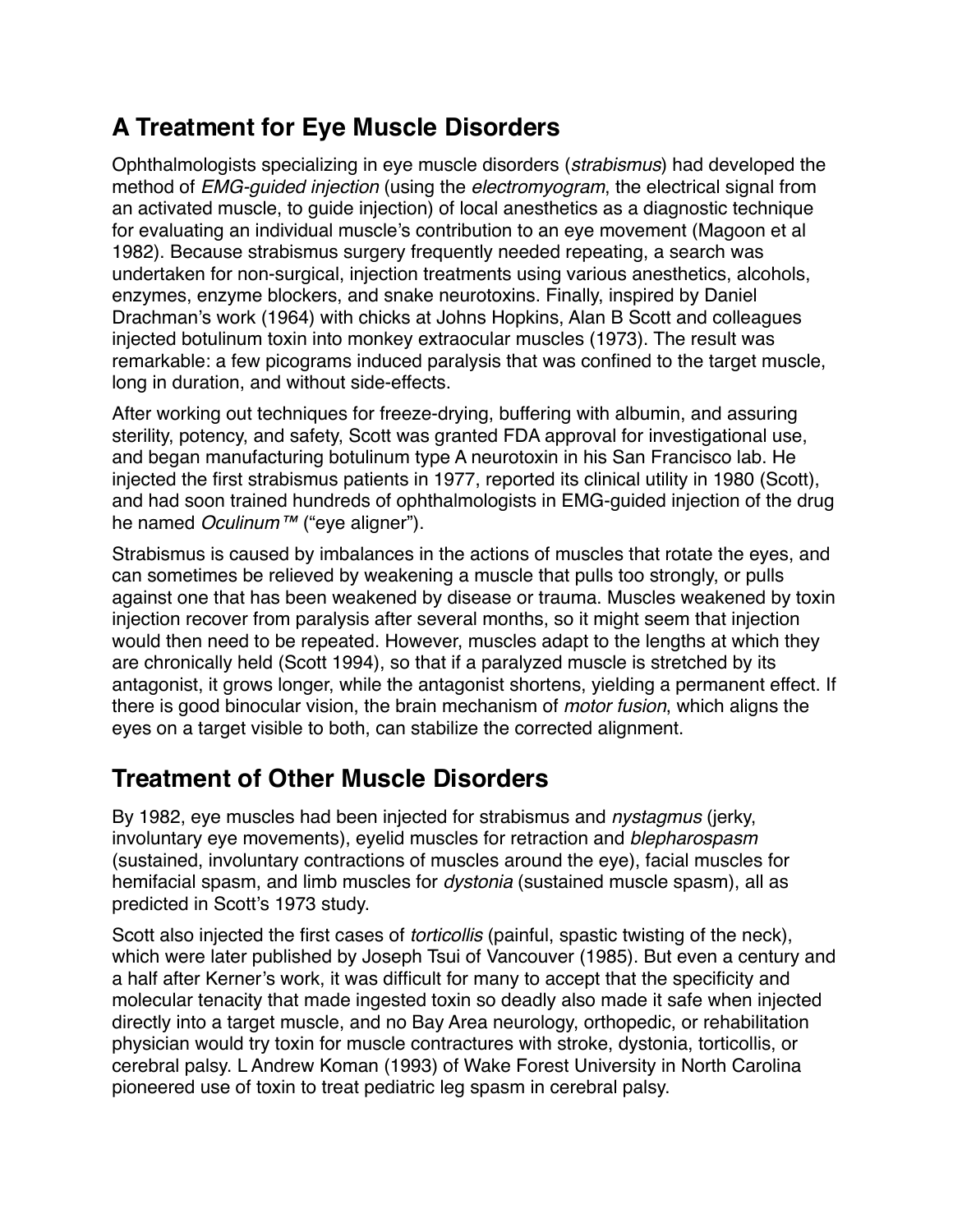## A Treatment for Eye Muscle Disorders

Ophthalmologists specializing in eye muscle disorders (*strabismus*) had developed the method of *EMG-guided injection* (using the *electromyogram*, the electrical signal from an activated muscle, to guide injection) of local anesthetics as a diagnostic technique for evaluating an individual muscle's contribution to an eye movement (Magoon et al 1982). Because strabismus surgery frequently needed repeating, a search was undertaken for non-surgical, injection treatments using various anesthetics, alcohols, enzymes, enzyme blockers, and snake neurotoxins. Finally, inspired by Daniel Drachman's work (1964) with chicks at Johns Hopkins, Alan B Scott and colleagues injected botulinum toxin into monkey extraocular muscles (1973). The result was remarkable: a few picograms induced paralysis that was confined to the target muscle, long in duration, and without side-effects.

After working out techniques for freeze-drying, buffering with albumin, and assuring sterility, potency, and safety, Scott was granted FDA approval for investigational use, and began manufacturing botulinum type A neurotoxin in his San Francisco lab. He injected the first strabismus patients in 1977, reported its clinical utility in 1980 (Scott), and had soon trained hundreds of ophthalmologists in EMG-guided injection of the drug he named *Oculinum™* ("eye aligner").

Strabismus is caused by imbalances in the actions of muscles that rotate the eyes, and can sometimes be relieved by weakening a muscle that pulls too strongly, or pulls against one that has been weakened by disease or trauma. Muscles weakened by toxin injection recover from paralysis after several months, so it might seem that injection would then need to be repeated. However, muscles adapt to the lengths at which they are chronically held (Scott 1994), so that if a paralyzed muscle is stretched by its antagonist, it grows longer, while the antagonist shortens, yielding a permanent effect. If there is good binocular vision, the brain mechanism of *motor fusion*, which aligns the eyes on a target visible to both, can stabilize the corrected alignment.

## Treatment of Other Muscle Disorders

By 1982, eye muscles had been injected for strabismus and *nystagmus* (jerky, involuntary eye movements), eyelid muscles for retraction and *blepharospasm* (sustained, involuntary contractions of muscles around the eye), facial muscles for hemifacial spasm, and limb muscles for *dystonia* (sustained muscle spasm), all as predicted in Scott's 1973 study.

Scott also injected the first cases of *torticollis* (painful, spastic twisting of the neck), which were later published by Joseph Tsui of Vancouver (1985). But even a century and a half after Kerner's work, it was difficult for many to accept that the specificity and molecular tenacity that made ingested toxin so deadly also made it safe when injected directly into a target muscle, and no Bay Area neurology, orthopedic, or rehabilitation physician would try toxin for muscle contractures with stroke, dystonia, torticollis, or cerebral palsy. L Andrew Koman (1993) of Wake Forest University in North Carolina pioneered use of toxin to treat pediatric leg spasm in cerebral palsy.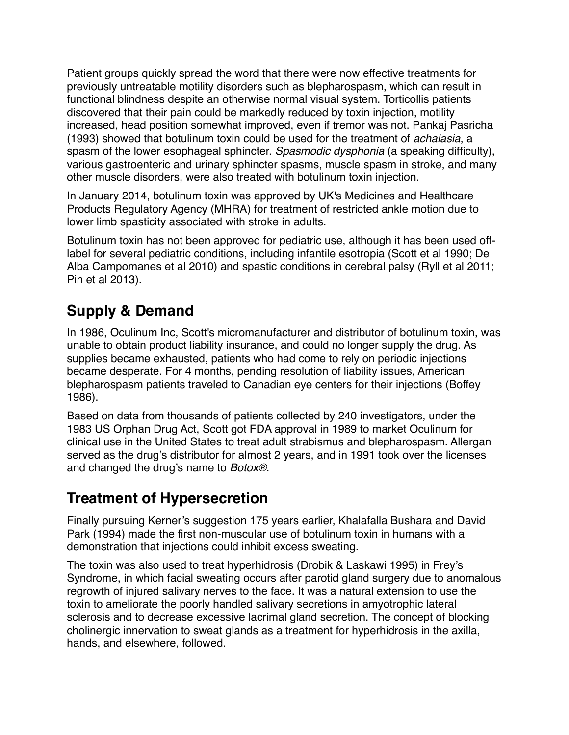Patient groups quickly spread the word that there were now effective treatments for previously untreatable motility disorders such as blepharospasm, which can result in functional blindness despite an otherwise normal visual system. Torticollis patients discovered that their pain could be markedly reduced by toxin injection, motility increased, head position somewhat improved, even if tremor was not. Pankaj Pasricha (1993) showed that botulinum toxin could be used for the treatment of *achalasia*, a spasm of the lower esophageal sphincter. *Spasmodic dysphonia* (a speaking difficulty), various gastroenteric and urinary sphincter spasms, muscle spasm in stroke, and many other muscle disorders, were also treated with botulinum toxin injection.

In January 2014, botulinum toxin was approved by UK's Medicines and Healthcare Products Regulatory Agency (MHRA) for treatment of restricted ankle motion due to lower limb spasticity associated with stroke in adults.

Botulinum toxin has not been approved for pediatric use, although it has been used off-label for several pediatric conditions, including infantile esotropia (Scott et al 1990; De Alba Campomanes et al 2010) and spastic conditions in cerebral palsy (Ryll et al 2011; Pin et al 2013).

## Supply & Demand

In 1986, Oculinum Inc, Scott's micromanufacturer and distributor of botulinum toxin, was unable to obtain product liability insurance, and could no longer supply the drug. As supplies became exhausted, patients who had come to rely on periodic injections became desperate. For 4 months, pending resolution of liability issues, American blepharospasm patients traveled to Canadian eye centers for their injections (Boffey 1986).

Based on data from thousands of patients collected by 240 investigators, under the 1983 US Orphan Drug Act, Scott got FDA approval in 1989 to market Oculinum for clinical use in the United States to treat adult strabismus and blepharospasm. Allergan served as the drug's distributor for almost 2 years, and in 1991 took over the licenses and changed the drug's name to *Botox®*.

## Treatment of Hypersecretion

Finally pursuing Kerner's suggestion 175 years earlier, Khalafalla Bushara and David Park (1994) made the first non-muscular use of botulinum toxin in humans with a demonstration that injections could inhibit excess sweating.

The toxin was also used to treat hyperhidrosis (Drobik & Laskawi 1995) in Frey's Syndrome, in which facial sweating occurs after parotid gland surgery due to anomalous regrowth of injured salivary nerves to the face. It was a natural extension to use the toxin to ameliorate the poorly handled salivary secretions in amyotrophic lateral sclerosis and to decrease excessive lacrimal gland secretion. The concept of blocking cholinergic innervation to sweat glands as a treatment for hyperhidrosis in the axilla, hands, and elsewhere, followed.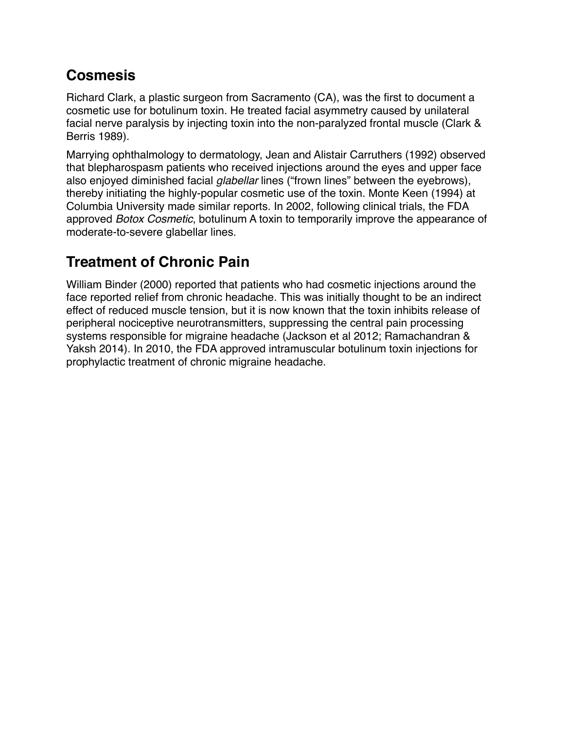## Cosmesis

Richard Clark, a plastic surgeon from Sacramento (CA), was the first to document a cosmetic use for botulinum toxin. He treated facial asymmetry caused by unilateral facial nerve paralysis by injecting toxin into the non-paralyzed frontal muscle (Clark & Berris 1989).

Marrying ophthalmology to dermatology, Jean and Alistair Carruthers (1992) observed that blepharospasm patients who received injections around the eyes and upper face also enjoyed diminished facial *glabellar* lines ("frown lines" between the eyebrows), thereby initiating the highly-popular cosmetic use of the toxin. Monte Keen (1994) at Columbia University made similar reports. In 2002, following clinical trials, the FDA approved *Botox Cosmetic*, botulinum A toxin to temporarily improve the appearance of moderate-to-severe glabellar lines.

## Treatment of Chronic Pain

William Binder (2000) reported that patients who had cosmetic injections around the face reported relief from chronic headache. This was initially thought to be an indirect effect of reduced muscle tension, but it is now known that the toxin inhibits release of peripheral nociceptive neurotransmitters, suppressing the central pain processing systems responsible for migraine headache (Jackson et al 2012; Ramachandran & Yaksh 2014). In 2010, the FDA approved intramuscular botulinum toxin injections for prophylactic treatment of chronic migraine headache.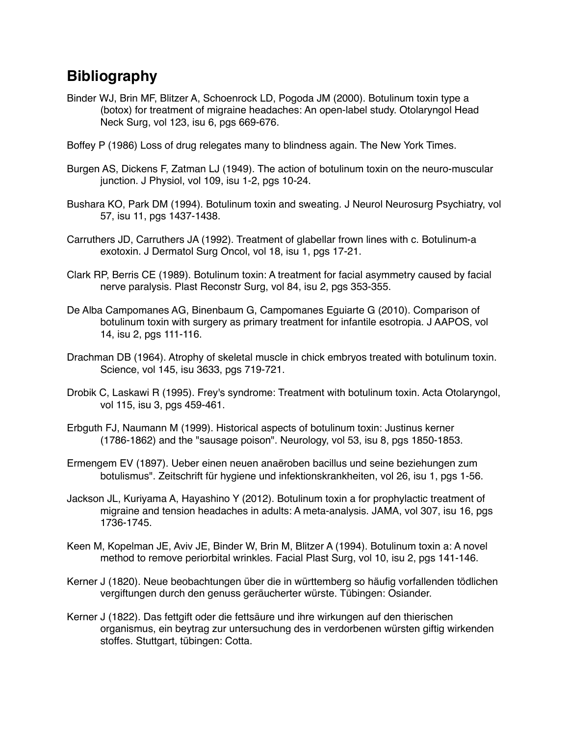## Bibliography

Binder WJ, Brin MF, Blitzer A, Schoenrock LD, Pogoda JM (2000). Botulinum toxin type a (botox) for treatment of migraine headaches: An open-label study. Otolaryngol Head Neck Surg, vol 123, isu 6, pgs 669-676.

Boffey P (1986) Loss of drug relegates many to blindness again. The New York Times.

Burgen AS, Dickens F, Zatman LJ (1949). The action of botulinum toxin on the neuro-muscular junction. J Physiol, vol 109, isu 1-2, pgs 10-24.

Bushara KO, Park DM (1994). Botulinum toxin and sweating. J Neurol Neurosurg Psychiatry, vol 57, isu 11, pgs 1437-1438.

Carruthers JD, Carruthers JA (1992). Treatment of glabellar frown lines with c. Botulinum-a exotoxin. J Dermatol Surg Oncol, vol 18, isu 1, pgs 17-21.

Clark RP, Berris CE (1989). Botulinum toxin: A treatment for facial asymmetry caused by facial nerve paralysis. Plast Reconstr Surg, vol 84, isu 2, pgs 353-355.

De Alba Campomanes AG, Binenbaum G, Campomanes Eguiarte G (2010). Comparison of botulinum toxin with surgery as primary treatment for infantile esotropia. J AAPOS, vol 14, isu 2, pgs 111-116.

Drachman DB (1964). Atrophy of skeletal muscle in chick embryos treated with botulinum toxin. Science, vol 145, isu 3633, pgs 719-721.

Drobik C, Laskawi R (1995). Frey's syndrome: Treatment with botulinum toxin. Acta Otolaryngol, vol 115, isu 3, pgs 459-461.

Erbguth FJ, Naumann M (1999). Historical aspects of botulinum toxin: Justinus kerner (1786-1862) and the "sausage poison". Neurology, vol 53, isu 8, pgs 1850-1853.

Ermengem EV (1897). Ueber einen neuen anaëroben bacillus und seine beziehungen zum botulismus". Zeitschrift für hygiene und infektionskrankheiten, vol 26, isu 1, pgs 1-56.

Jackson JL, Kuriyama A, Hayashino Y (2012). Botulinum toxin a for prophylactic treatment of migraine and tension headaches in adults: A meta-analysis. JAMA, vol 307, isu 16, pgs 1736-1745.

Keen M, Kopelman JE, Aviv JE, Binder W, Brin M, Blitzer A (1994). Botulinum toxin a: A novel method to remove periorbital wrinkles. Facial Plast Surg, vol 10, isu 2, pgs 141-146.

Kerner J (1820). Neue beobachtungen über die in württemberg so häufig vorfallenden tödlichen vergiftungen durch den genuss geräucherter würste. Tübingen: Osiander.

Kerner J (1822). Das fettgift oder die fettsäure und ihre wirkungen auf den thierischen organismus, ein beytrag zur untersuchung des in verdorbenen würsten giftig wirkenden stoffes. Stuttgart, tübingen: Cotta.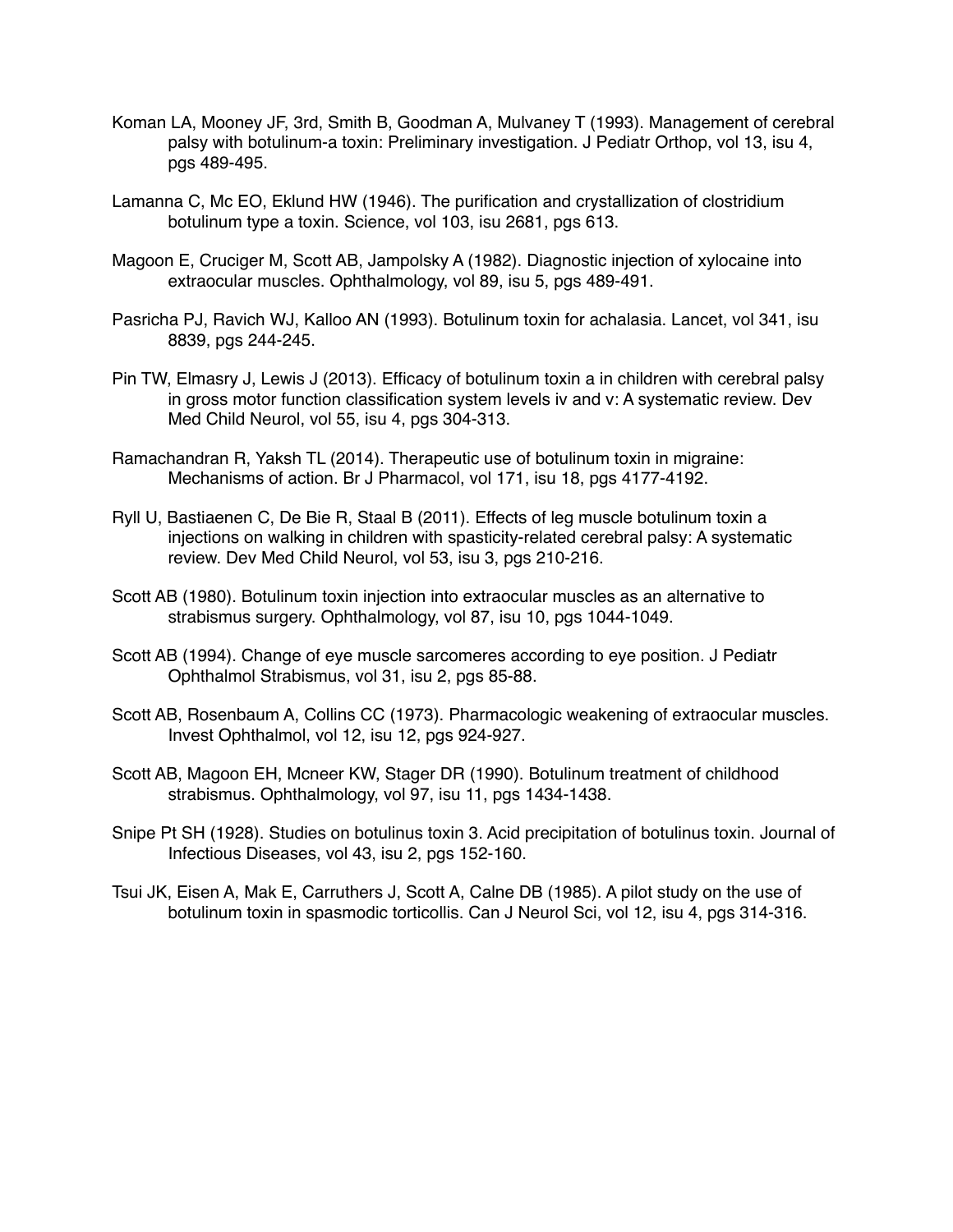Koman LA, Mooney JF, 3rd, Smith B, Goodman A, Mulvaney T (1993). Management of cerebral palsy with botulinum-a toxin: Preliminary investigation. J Pediatr Orthop, vol 13, isu 4, pgs 489-495.

Lamanna C, Mc EO, Eklund HW (1946). The purification and crystallization of clostridium botulinum type a toxin. Science, vol 103, isu 2681, pgs 613.

Magoon E, Cruciger M, Scott AB, Jampolsky A (1982). Diagnostic injection of xylocaine into extraocular muscles. Ophthalmology, vol 89, isu 5, pgs 489-491.

Pasricha PJ, Ravich WJ, Kalloo AN (1993). Botulinum toxin for achalasia. Lancet, vol 341, isu 8839, pgs 244-245.

Pin TW, Elmasry J, Lewis J (2013). Efficacy of botulinum toxin a in children with cerebral palsy in gross motor function classification system levels iv and v: A systematic review. Dev Med Child Neurol, vol 55, isu 4, pgs 304-313.

Ramachandran R, Yaksh TL (2014). Therapeutic use of botulinum toxin in migraine: Mechanisms of action. Br J Pharmacol, vol 171, isu 18, pgs 4177-4192.

Ryll U, Bastiaenen C, De Bie R, Staal B (2011). Effects of leg muscle botulinum toxin a injections on walking in children with spasticity-related cerebral palsy: A systematic review. Dev Med Child Neurol, vol 53, isu 3, pgs 210-216.

Scott AB (1980). Botulinum toxin injection into extraocular muscles as an alternative to strabismus surgery. Ophthalmology, vol 87, isu 10, pgs 1044-1049.

Scott AB (1994). Change of eye muscle sarcomeres according to eye position. J Pediatr Ophthalmol Strabismus, vol 31, isu 2, pgs 85-88.

Scott AB, Rosenbaum A, Collins CC (1973). Pharmacologic weakening of extraocular muscles. Invest Ophthalmol, vol 12, isu 12, pgs 924-927.

Scott AB, Magoon EH, Mcneer KW, Stager DR (1990). Botulinum treatment of childhood strabismus. Ophthalmology, vol 97, isu 11, pgs 1434-1438.

Snipe Pt SH (1928). Studies on botulinus toxin 3. Acid precipitation of botulinus toxin. Journal of Infectious Diseases, vol 43, isu 2, pgs 152-160.

Tsui JK, Eisen A, Mak E, Carruthers J, Scott A, Calne DB (1985). A pilot study on the use of botulinum toxin in spasmodic torticollis. Can J Neurol Sci, vol 12, isu 4, pgs 314-316.